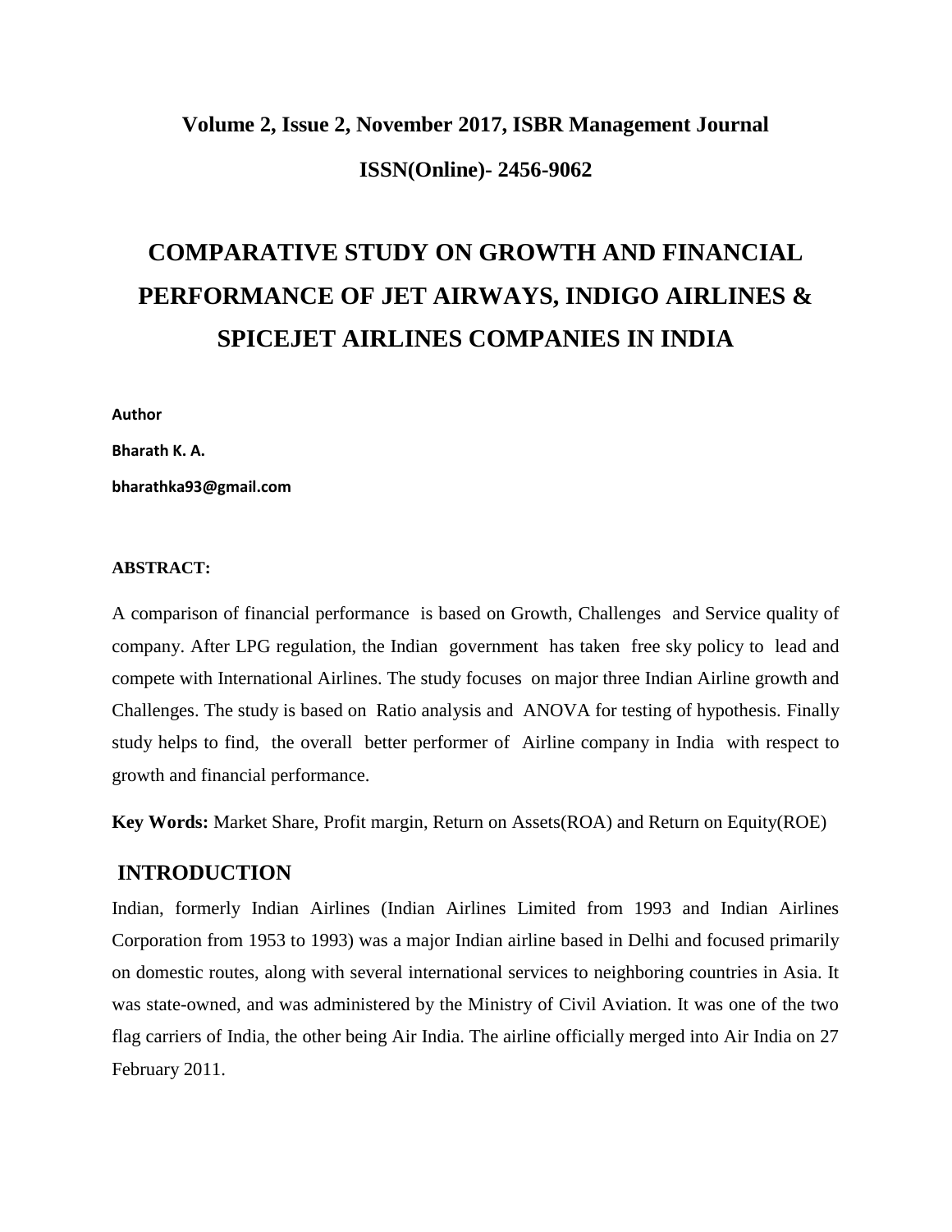**Volume 2, Issue 2, November 2017, ISBR Management Journal**

**ISSN(Online)- 2456-9062**

# COMPARATIVE STUDY ON GROWTH AND FINANCIAL PERFORMANCE OF JET AIRWAYS, INDIGO AIRLINES & SPICEJET AIRLINES COMPANIES IN INDIA

**Author**

**Bharath K. A.**

**bharathka93@gmail.com**

**ABSTRACT:**

A comparison of financial performance is based on Growth, Challenges and Service quality of company. After LPG regulation, the Indian government has taken free sky policy to lead and compete with International Airlines. The study focuses on major three Indian Airline growth and Challenges. The study is based on Ratio analysis and ANOVA for testing of hypothesis. Finally study helps to find, the overall better performer of Airline company in India with respect to growth and financial performance.

**Key Words:** Market Share, Profit margin, Return on Assets(ROA) and Return on Equity(ROE)

## INTRODUCTION

Indian, formerly Indian Airlines (Indian Airlines Limited from 1993 and Indian Airlines Corporation from 1953 to 1993) was a major Indian airline based in Delhi and focused primarily on domestic routes, along with several international services to neighboring countries in Asia. It was state-owned, and was administered by the Ministry of Civil Aviation. It was one of the two flag carriers of India, the other being Air India. The airline officially merged into Air India on 27 February 2011.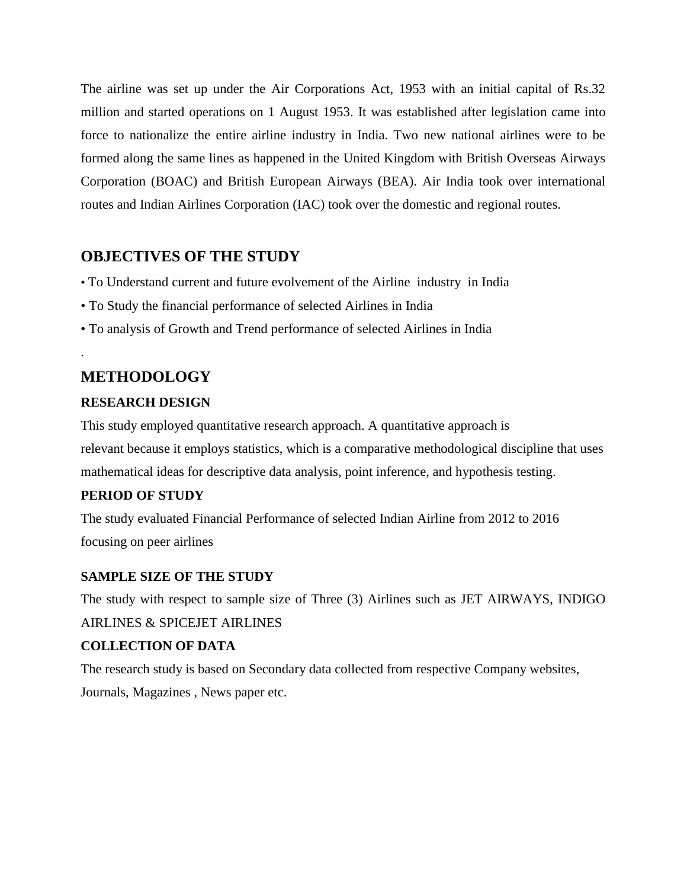The airline was set up under the Air Corporations Act, 1953 with an initial capital of Rs.32 million and started operations on 1 August 1953. It was established after legislation came into force to nationalize the entire airline industry in India. Two new national airlines were to be formed along the same lines as happened in the United Kingdom with British Overseas Airways Corporation (BOAC) and British European Airways (BEA). Air India took over international routes and Indian Airlines Corporation (IAC) took over the domestic and regional routes.

## OBJECTIVES OF THE STUDY

- To Understand current and future evolvement of the Airline industry in India
- To Study the financial performance of selected Airlines in India
- To analysis of Growth and Trend performance of selected Airlines in India

.

## METHODOLOGY

### RESEARCH DESIGN

This study employed quantitative research approach. A quantitative approach is relevant because it employs statistics, which is a comparative methodological discipline that uses mathematical ideas for descriptive data analysis, point inference, and hypothesis testing.

### PERIOD OF STUDY

The study evaluated Financial Performance of selected Indian Airline from 2012 to 2016 focusing on peer airlines

### SAMPLE SIZE OF THE STUDY

The study with respect to sample size of Three (3) Airlines such as JET AIRWAYS, INDIGO AIRLINES & SPICEJET AIRLINES

### COLLECTION OF DATA

The research study is based on Secondary data collected from respective Company websites, Journals, Magazines , News paper etc.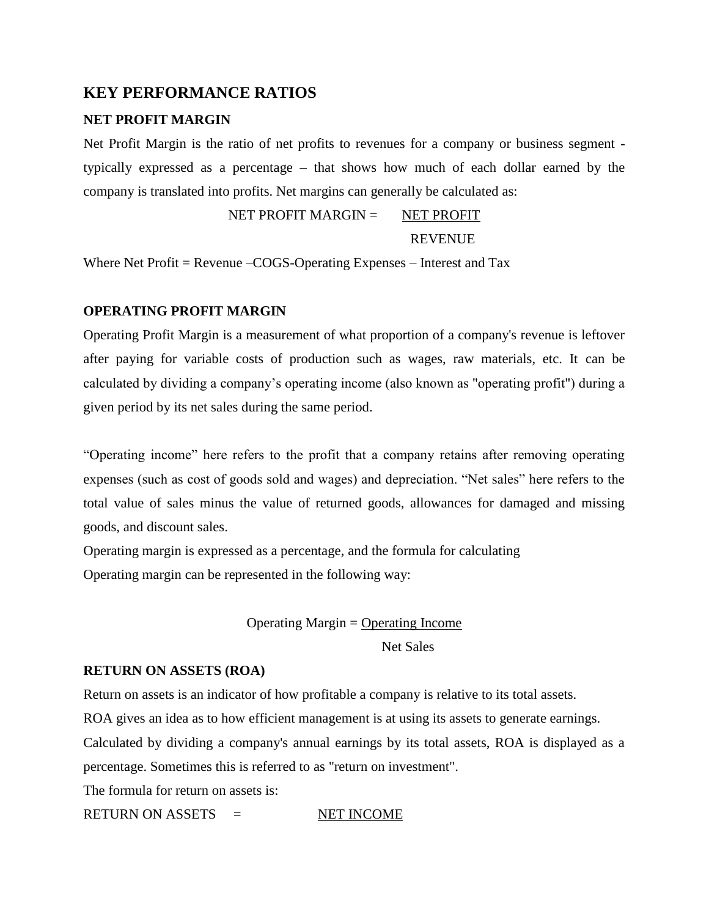# KEY PERFORMANCE RATIOS

## NET PROFIT MARGIN

Net Profit Margin is the ratio of net profits to revenues for a company or business segment - typically expressed as a percentage – that shows how much of each dollar earned by the company is translated into profits. Net margins can generally be calculated as:

$$\text{NET PROFIT MARGIN} = \frac{\text{NET PROFIT}}{\text{REVENUE}}$$

Where Net Profit = Revenue –COGS-Operating Expenses – Interest and Tax

## OPERATING PROFIT MARGIN

Operating Profit Margin is a measurement of what proportion of a company's revenue is leftover after paying for variable costs of production such as wages, raw materials, etc. It can be calculated by dividing a company's operating income (also known as "operating profit") during a given period by its net sales during the same period.

"Operating income" here refers to the profit that a company retains after removing operating expenses (such as cost of goods sold and wages) and depreciation. "Net sales" here refers to the total value of sales minus the value of returned goods, allowances for damaged and missing goods, and discount sales.

Operating margin is expressed as a percentage, and the formula for calculating

Operating margin can be represented in the following way:

$$\text{Operating Margin} = \frac{\text{Operating Income}}{\text{Net Sales}}$$

## RETURN ON ASSETS (ROA)

Return on assets is an indicator of how profitable a company is relative to its total assets.

ROA gives an idea as to how efficient management is at using its assets to generate earnings.

Calculated by dividing a company's annual earnings by its total assets, ROA is displayed as a percentage. Sometimes this is referred to as "return on investment".

The formula for return on assets is:

RETURN ON ASSETS = NET INCOME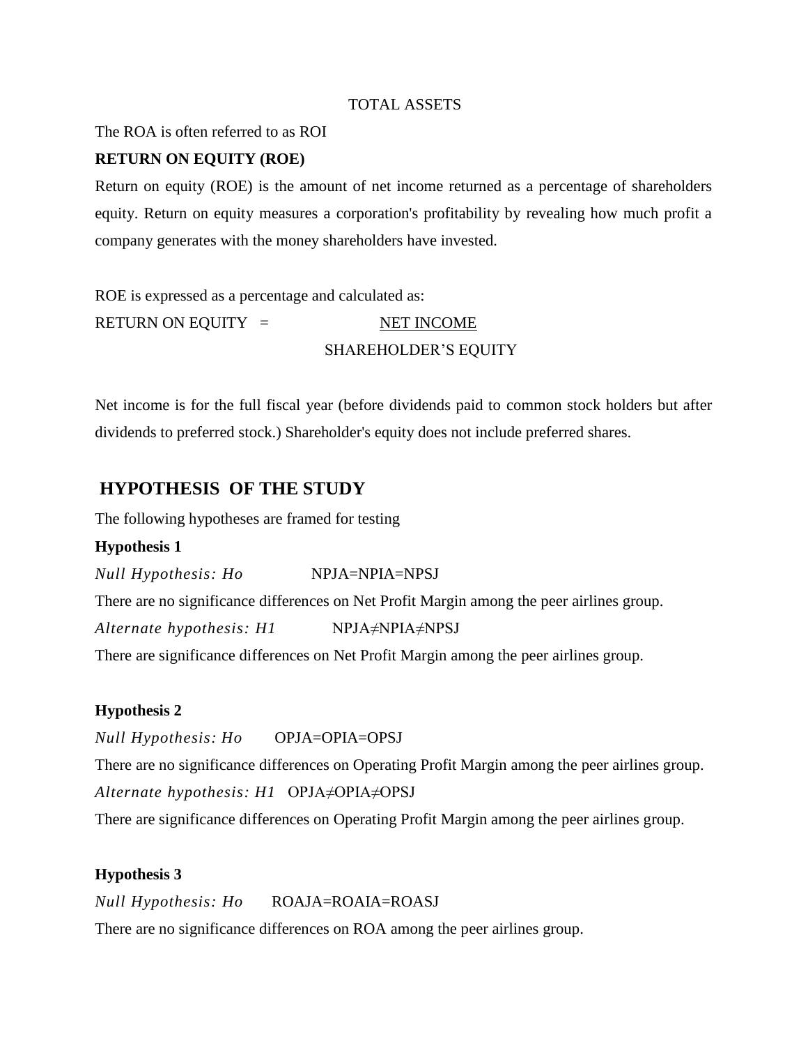TOTAL ASSETS

The ROA is often referred to as ROI

**RETURN ON EQUITY (ROE)**

Return on equity (ROE) is the amount of net income returned as a percentage of shareholders equity. Return on equity measures a corporation's profitability by revealing how much profit a company generates with the money shareholders have invested.

ROE is expressed as a percentage and calculated as:

$$\text{RETURN ON EQUITY} = \frac{\text{NET INCOME}}{\text{SHAREHOLDER'S EQUITY}}$$

Net income is for the full fiscal year (before dividends paid to common stock holders but after dividends to preferred stock.) Shareholder's equity does not include preferred shares.

## HYPOTHESIS OF THE STUDY

The following hypotheses are framed for testing

**Hypothesis 1**

*Null Hypothesis: Ho* NPJA=NPIA=NPSJ

There are no significance differences on Net Profit Margin among the peer airlines group.

*Alternate hypothesis: H1* NPJA≠NPIA≠NPSJ

There are significance differences on Net Profit Margin among the peer airlines group.

**Hypothesis 2**

*Null Hypothesis: Ho* OPJA=OPIA=OPSJ

There are no significance differences on Operating Profit Margin among the peer airlines group.

*Alternate hypothesis: H1* OPJA≠OPIA≠OPSJ

There are significance differences on Operating Profit Margin among the peer airlines group.

**Hypothesis 3**

*Null Hypothesis: Ho* ROAJA=ROAIA=ROASJ

There are no significance differences on ROA among the peer airlines group.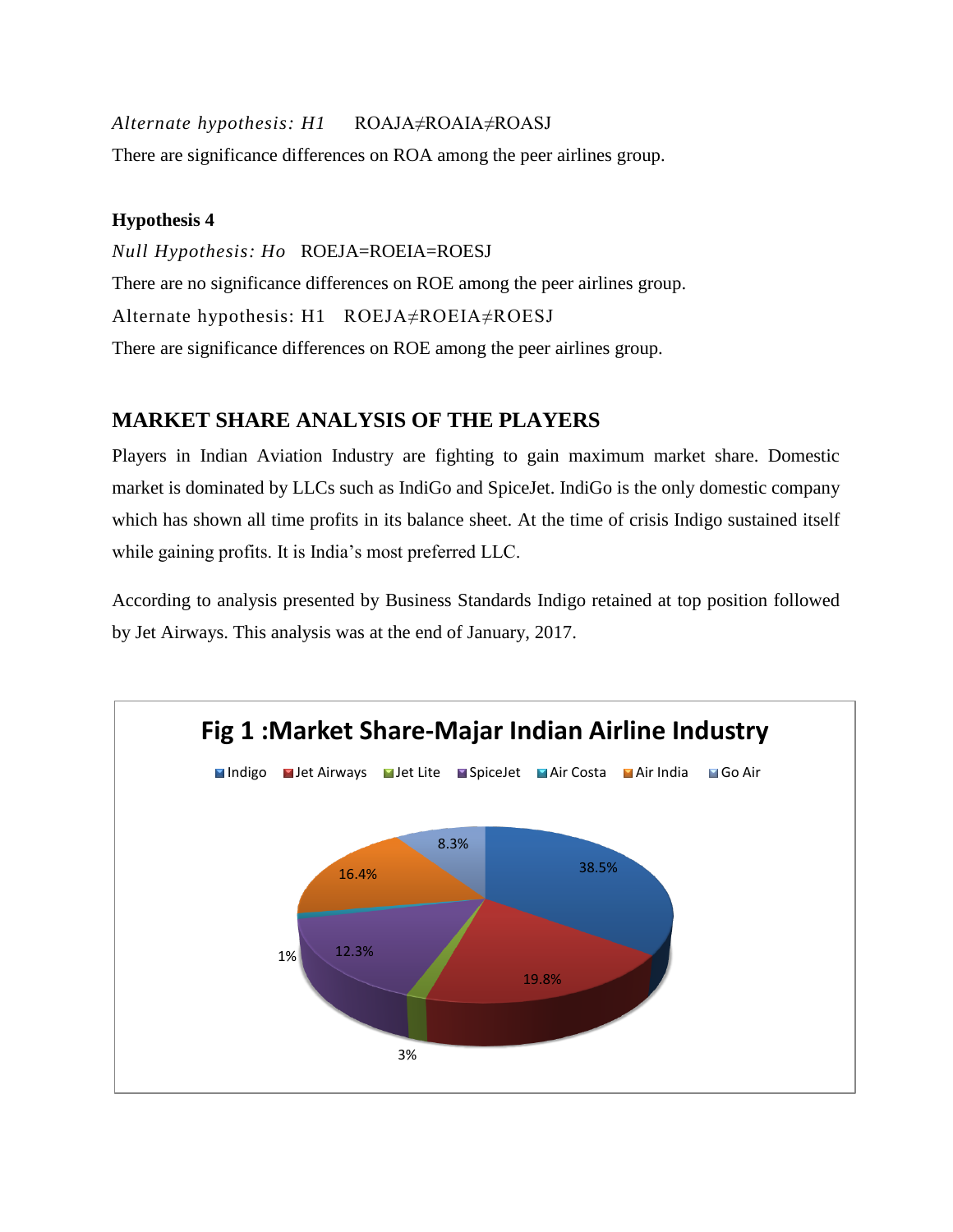*Alternate hypothesis: H1* ROAJA≠ROAIA≠ROASJ

There are significance differences on ROA among the peer airlines group.

**Hypothesis 4**

*Null Hypothesis: Ho* ROEJA=ROEIA=ROESJ

There are no significance differences on ROE among the peer airlines group.

Alternate hypothesis: H1 ROEJA≠ROEIA≠ROESJ

There are significance differences on ROE among the peer airlines group.

## MARKET SHARE ANALYSIS OF THE PLAYERS

Players in Indian Aviation Industry are fighting to gain maximum market share. Domestic market is dominated by LLCs such as IndiGo and SpiceJet. IndiGo is the only domestic company which has shown all time profits in its balance sheet. At the time of crisis Indigo sustained itself while gaining profits. It is India's most preferred LLC.

According to analysis presented by Business Standards Indigo retained at top position followed by Jet Airways. This analysis was at the end of January, 2017.

**Fig 1 :Market Share-Majar Indian Airline Industry**

| Airline | Market Share |
|---|---|
| Indigo | 38.5% |
| Jet Airways | 19.8% |
| Jet Lite | 3% |
| SpiceJet | 12.3% |
| Air Costa | 1% |
| Air India | 16.4% |
| Go Air | 8.3% |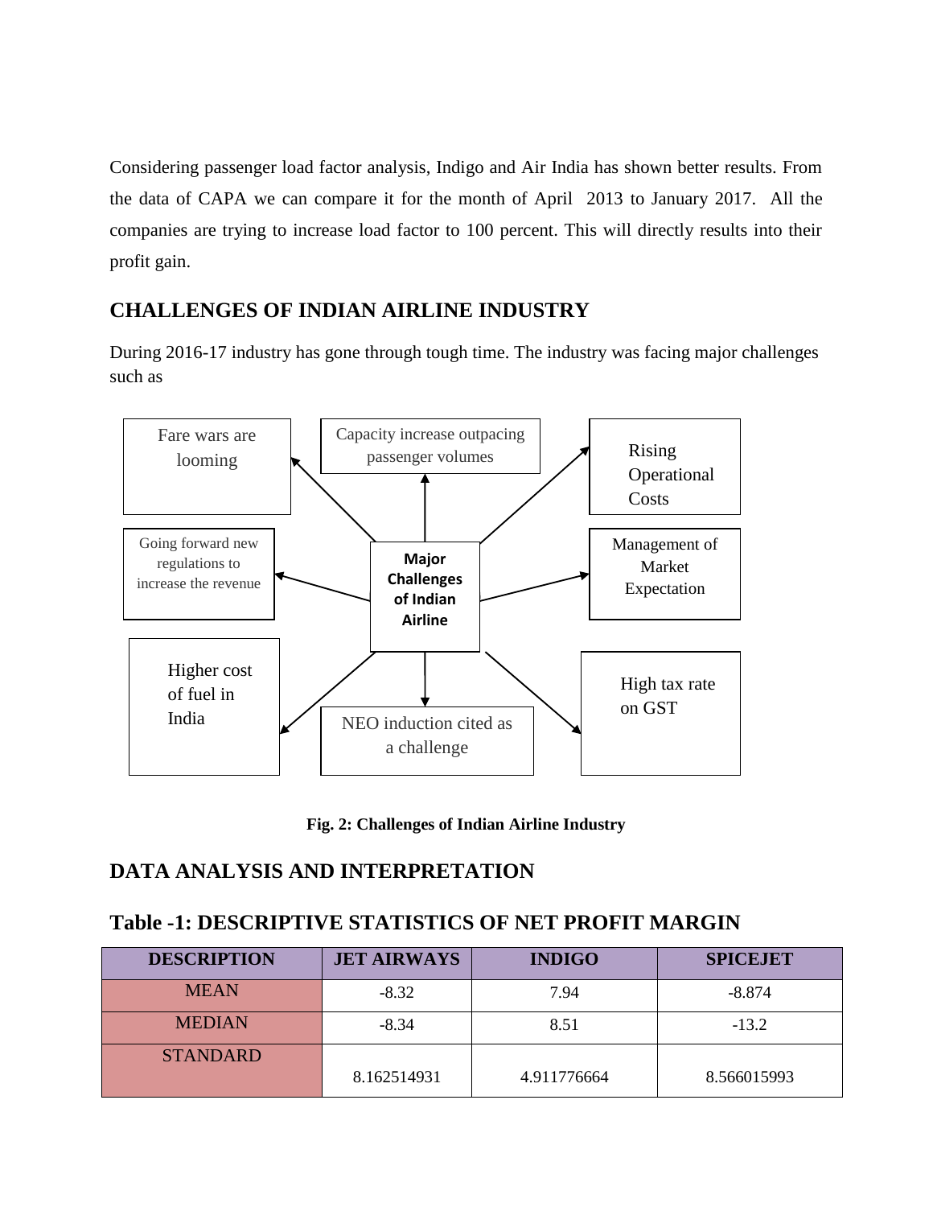Considering passenger load factor analysis, Indigo and Air India has shown better results. From the data of CAPA we can compare it for the month of April 2013 to January 2017. All the companies are trying to increase load factor to 100 percent. This will directly results into their profit gain.

## CHALLENGES OF INDIAN AIRLINE INDUSTRY

During 2016-17 industry has gone through tough time. The industry was facing major challenges such as

**Major Challenges of Indian Airline**

- Fare wars are looming
- Capacity increase outpacing passenger volumes
- Rising Operational Costs
- Going forward new regulations to increase the revenue
- Management of Market Expectation
- Higher cost of fuel in India
- NEO induction cited as a challenge
- High tax rate on GST

**Fig. 2: Challenges of Indian Airline Industry**

## DATA ANALYSIS AND INTERPRETATION

### Table -1: DESCRIPTIVE STATISTICS OF NET PROFIT MARGIN

| DESCRIPTION | JET AIRWAYS | INDIGO | SPICEJET |
|---|---|---|---|
| MEAN | -8.32 | 7.94 | -8.874 |
| MEDIAN | -8.34 | 8.51 | -13.2 |
| STANDARD | 8.162514931 | 4.911776664 | 8.566015993 |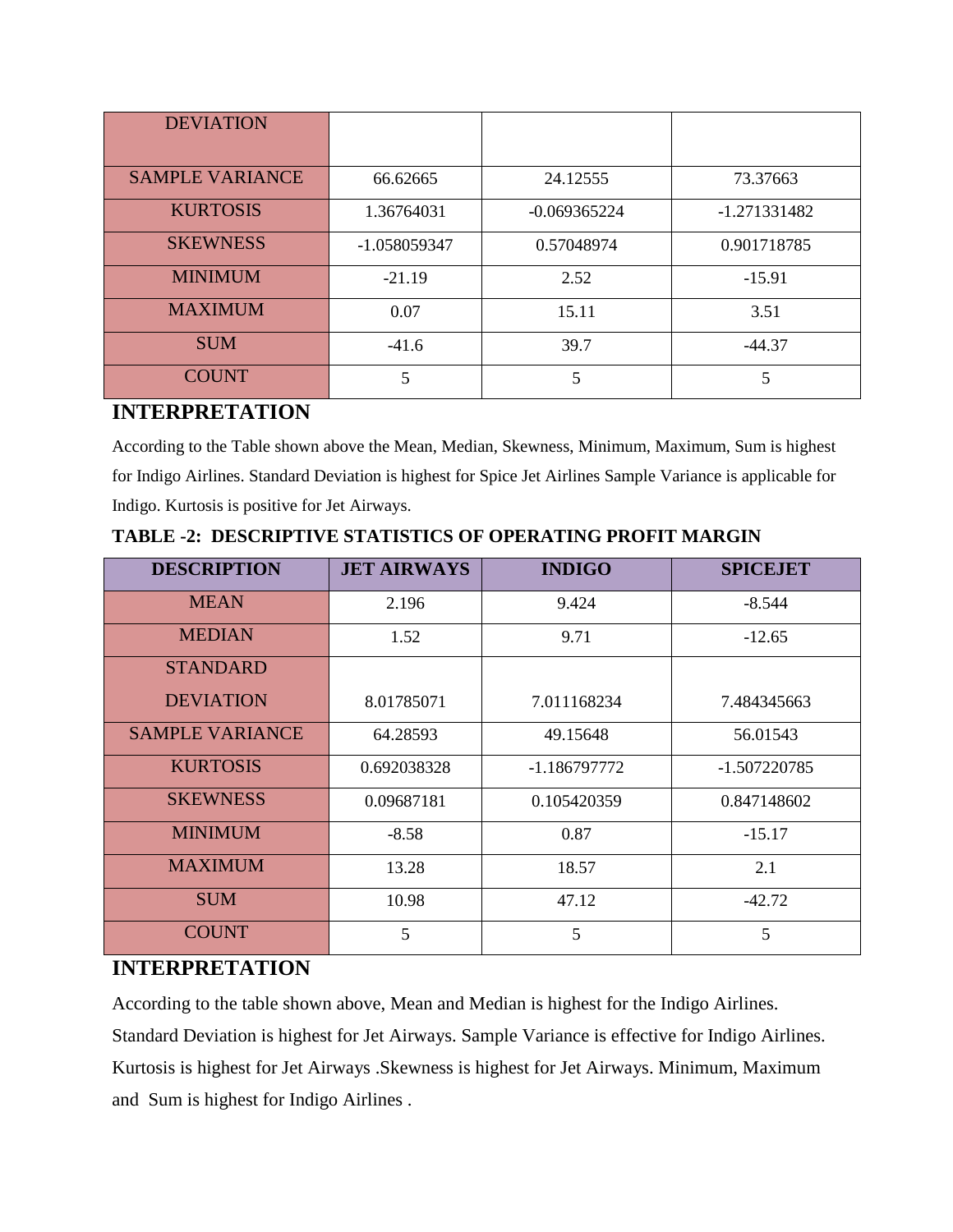| DEVIATION | | | |
|---|---|---|---|
| SAMPLE VARIANCE | 66.62665 | 24.12555 | 73.37663 |
| KURTOSIS | 1.36764031 | -0.069365224 | -1.271331482 |
| SKEWNESS | -1.058059347 | 0.57048974 | 0.901718785 |
| MINIMUM | -21.19 | 2.52 | -15.91 |
| MAXIMUM | 0.07 | 15.11 | 3.51 |
| SUM | -41.6 | 39.7 | -44.37 |
| COUNT | 5 | 5 | 5 |

## INTERPRETATION

According to the Table shown above the Mean, Median, Skewness, Minimum, Maximum, Sum is highest for Indigo Airlines. Standard Deviation is highest for Spice Jet Airlines Sample Variance is applicable for Indigo. Kurtosis is positive for Jet Airways.

**TABLE -2: DESCRIPTIVE STATISTICS OF OPERATING PROFIT MARGIN**

| DESCRIPTION | JET AIRWAYS | INDIGO | SPICEJET |
|---|---|---|---|
| MEAN | 2.196 | 9.424 | -8.544 |
| MEDIAN | 1.52 | 9.71 | -12.65 |
| STANDARD DEVIATION | 8.01785071 | 7.011168234 | 7.484345663 |
| SAMPLE VARIANCE | 64.28593 | 49.15648 | 56.01543 |
| KURTOSIS | 0.692038328 | -1.186797772 | -1.507220785 |
| SKEWNESS | 0.09687181 | 0.105420359 | 0.847148602 |
| MINIMUM | -8.58 | 0.87 | -15.17 |
| MAXIMUM | 13.28 | 18.57 | 2.1 |
| SUM | 10.98 | 47.12 | -42.72 |
| COUNT | 5 | 5 | 5 |

## INTERPRETATION

According to the table shown above, Mean and Median is highest for the Indigo Airlines. Standard Deviation is highest for Jet Airways. Sample Variance is effective for Indigo Airlines. Kurtosis is highest for Jet Airways .Skewness is highest for Jet Airways. Minimum, Maximum and Sum is highest for Indigo Airlines .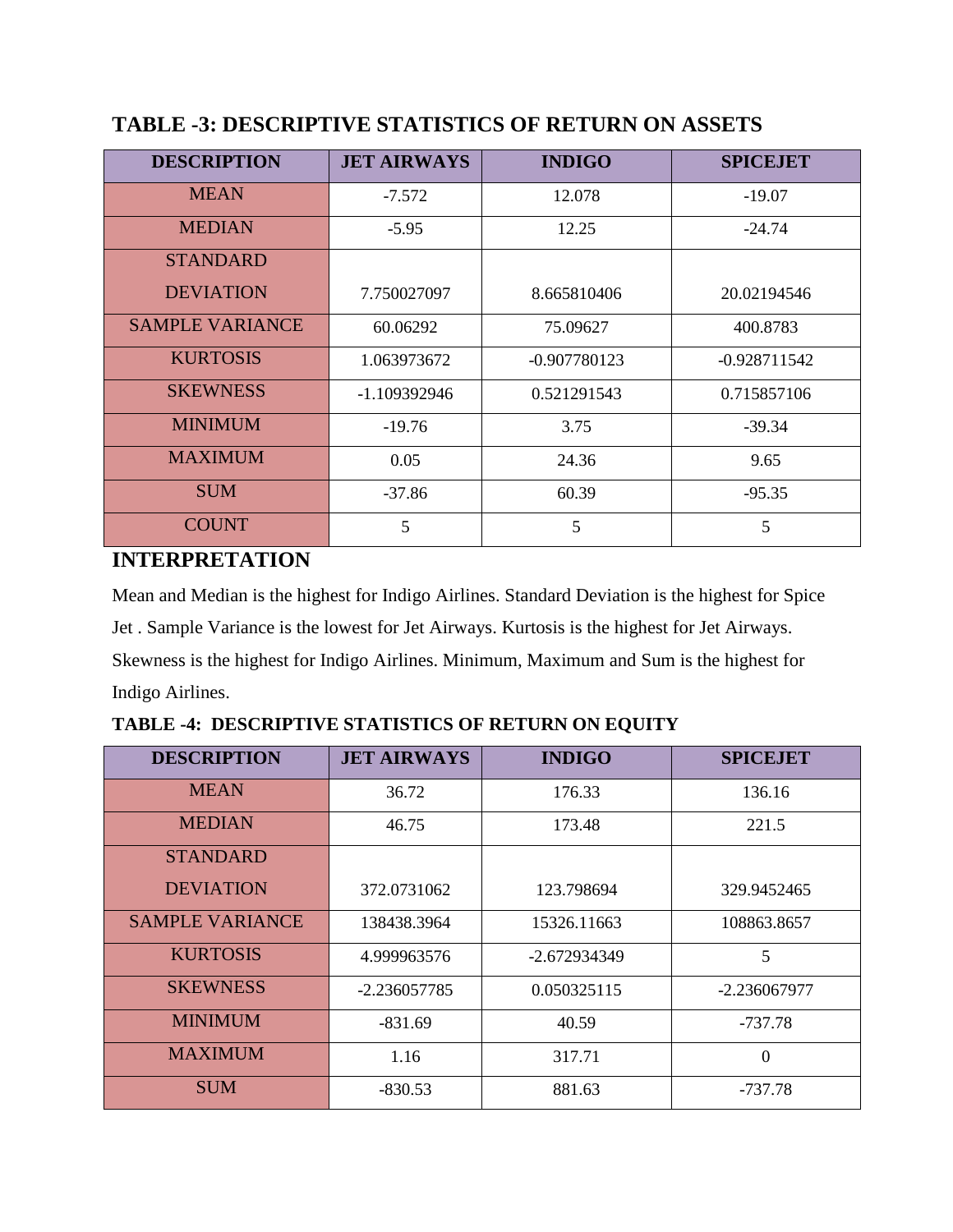## TABLE -3: DESCRIPTIVE STATISTICS OF RETURN ON ASSETS

| DESCRIPTION | JET AIRWAYS | INDIGO | SPICEJET |
|---|---|---|---|
| MEAN | -7.572 | 12.078 | -19.07 |
| MEDIAN | -5.95 | 12.25 | -24.74 |
| STANDARD DEVIATION | 7.750027097 | 8.665810406 | 20.02194546 |
| SAMPLE VARIANCE | 60.06292 | 75.09627 | 400.8783 |
| KURTOSIS | 1.063973672 | -0.907780123 | -0.928711542 |
| SKEWNESS | -1.109392946 | 0.521291543 | 0.715857106 |
| MINIMUM | -19.76 | 3.75 | -39.34 |
| MAXIMUM | 0.05 | 24.36 | 9.65 |
| SUM | -37.86 | 60.39 | -95.35 |
| COUNT | 5 | 5 | 5 |

## INTERPRETATION

Mean and Median is the highest for Indigo Airlines. Standard Deviation is the highest for Spice Jet . Sample Variance is the lowest for Jet Airways. Kurtosis is the highest for Jet Airways. Skewness is the highest for Indigo Airlines. Minimum, Maximum and Sum is the highest for Indigo Airlines.

**TABLE -4: DESCRIPTIVE STATISTICS OF RETURN ON EQUITY**

| DESCRIPTION | JET AIRWAYS | INDIGO | SPICEJET |
|---|---|---|---|
| MEAN | 36.72 | 176.33 | 136.16 |
| MEDIAN | 46.75 | 173.48 | 221.5 |
| STANDARD DEVIATION | 372.0731062 | 123.798694 | 329.9452465 |
| SAMPLE VARIANCE | 138438.3964 | 15326.11663 | 108863.8657 |
| KURTOSIS | 4.999963576 | -2.672934349 | 5 |
| SKEWNESS | -2.236057785 | 0.050325115 | -2.236067977 |
| MINIMUM | -831.69 | 40.59 | -737.78 |
| MAXIMUM | 1.16 | 317.71 | 0 |
| SUM | -830.53 | 881.63 | -737.78 |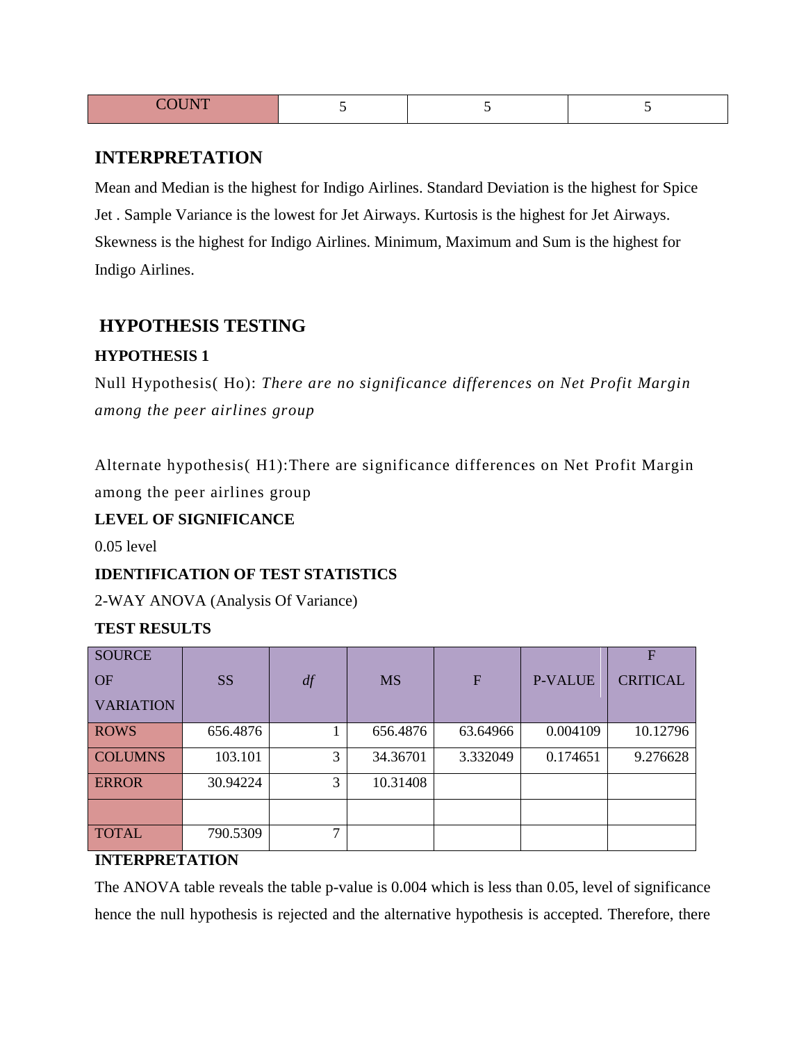| COUNT | 5 | 5 | 5 |
|---|---|---|---|

## INTERPRETATION

Mean and Median is the highest for Indigo Airlines. Standard Deviation is the highest for Spice Jet . Sample Variance is the lowest for Jet Airways. Kurtosis is the highest for Jet Airways. Skewness is the highest for Indigo Airlines. Minimum, Maximum and Sum is the highest for Indigo Airlines.

## HYPOTHESIS TESTING

### HYPOTHESIS 1

Null Hypothesis( Ho): *There are no significance differences on Net Profit Margin among the peer airlines group*

Alternate hypothesis( H1):There are significance differences on Net Profit Margin among the peer airlines group

**LEVEL OF SIGNIFICANCE**

0.05 level

**IDENTIFICATION OF TEST STATISTICS**

2-WAY ANOVA (Analysis Of Variance)

**TEST RESULTS**

| SOURCE OF VARIATION | SS | *df* | MS | F | P-VALUE | F CRITICAL |
|---|---|---|---|---|---|---|
| ROWS | 656.4876 | 1 | 656.4876 | 63.64966 | 0.004109 | 10.12796 |
| COLUMNS | 103.101 | 3 | 34.36701 | 3.332049 | 0.174651 | 9.276628 |
| ERROR | 30.94224 | 3 | 10.31408 | | | |
| | | | | | | |
| TOTAL | 790.5309 | 7 | | | | |

**INTERPRETATION**

The ANOVA table reveals the table p-value is 0.004 which is less than 0.05, level of significance hence the null hypothesis is rejected and the alternative hypothesis is accepted. Therefore, there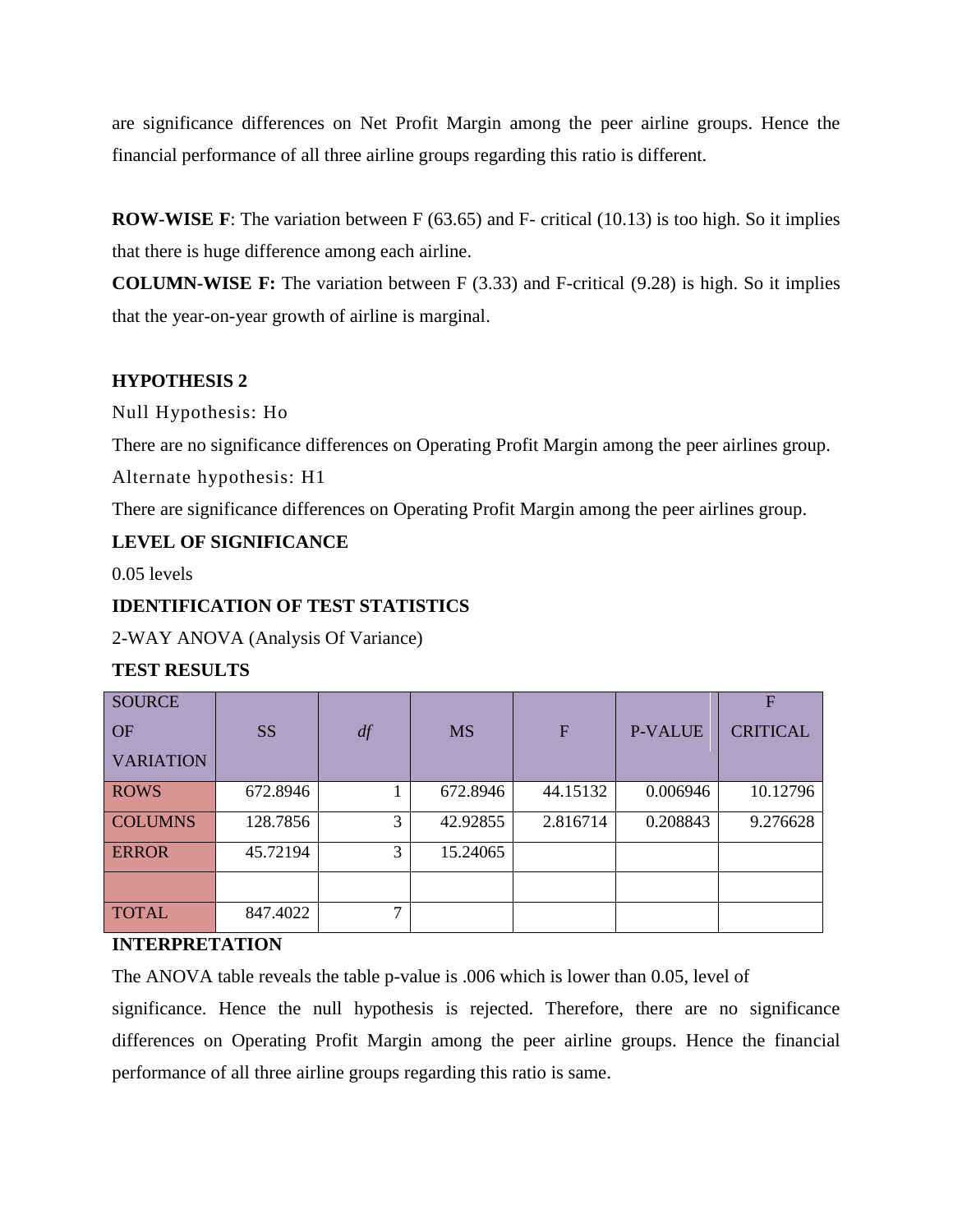are significance differences on Net Profit Margin among the peer airline groups. Hence the financial performance of all three airline groups regarding this ratio is different.

**ROW-WISE F**: The variation between F (63.65) and F- critical (10.13) is too high. So it implies that there is huge difference among each airline.

**COLUMN-WISE F:** The variation between F (3.33) and F-critical (9.28) is high. So it implies that the year-on-year growth of airline is marginal.

**HYPOTHESIS 2**

Null Hypothesis: Ho

There are no significance differences on Operating Profit Margin among the peer airlines group.

Alternate hypothesis: H1

There are significance differences on Operating Profit Margin among the peer airlines group.

**LEVEL OF SIGNIFICANCE**

0.05 levels

**IDENTIFICATION OF TEST STATISTICS**

2-WAY ANOVA (Analysis Of Variance)

**TEST RESULTS**

| SOURCE OF VARIATION | SS | *df* | MS | F | P-VALUE | F CRITICAL |
|---|---|---|---|---|---|---|
| ROWS | 672.8946 | 1 | 672.8946 | 44.15132 | 0.006946 | 10.12796 |
| COLUMNS | 128.7856 | 3 | 42.92855 | 2.816714 | 0.208843 | 9.276628 |
| ERROR | 45.72194 | 3 | 15.24065 | | | |
| | | | | | | |
| TOTAL | 847.4022 | 7 | | | | |

**INTERPRETATION**

The ANOVA table reveals the table p-value is .006 which is lower than 0.05, level of significance. Hence the null hypothesis is rejected. Therefore, there are no significance differences on Operating Profit Margin among the peer airline groups. Hence the financial performance of all three airline groups regarding this ratio is same.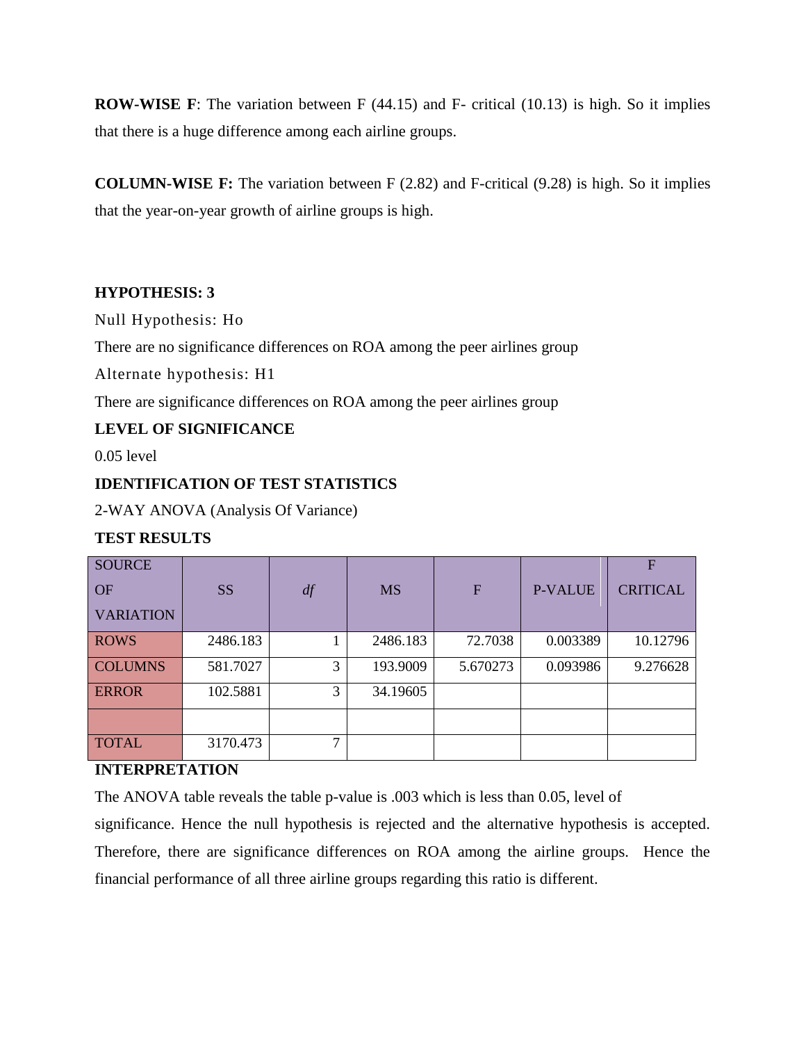**ROW-WISE F**: The variation between F (44.15) and F- critical (10.13) is high. So it implies that there is a huge difference among each airline groups.

**COLUMN-WISE F:** The variation between F (2.82) and F-critical (9.28) is high. So it implies that the year-on-year growth of airline groups is high.

**HYPOTHESIS: 3**

Null Hypothesis: Ho

There are no significance differences on ROA among the peer airlines group

Alternate hypothesis: H1

There are significance differences on ROA among the peer airlines group

**LEVEL OF SIGNIFICANCE**

0.05 level

**IDENTIFICATION OF TEST STATISTICS**

2-WAY ANOVA (Analysis Of Variance)

**TEST RESULTS**

| SOURCE OF VARIATION | SS | *df* | MS | F | P-VALUE | F CRITICAL |
|---|---|---|---|---|---|---|
| ROWS | 2486.183 | 1 | 2486.183 | 72.7038 | 0.003389 | 10.12796 |
| COLUMNS | 581.7027 | 3 | 193.9009 | 5.670273 | 0.093986 | 9.276628 |
| ERROR | 102.5881 | 3 | 34.19605 | | | |
| | | | | | | |
| TOTAL | 3170.473 | 7 | | | | |

**INTERPRETATION**

The ANOVA table reveals the table p-value is .003 which is less than 0.05, level of significance. Hence the null hypothesis is rejected and the alternative hypothesis is accepted. Therefore, there are significance differences on ROA among the airline groups. Hence the financial performance of all three airline groups regarding this ratio is different.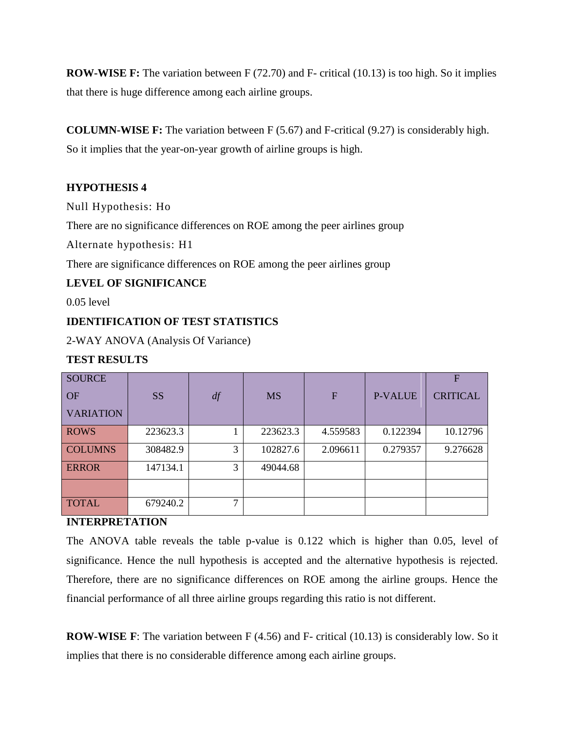**ROW-WISE F:** The variation between F (72.70) and F- critical (10.13) is too high. So it implies that there is huge difference among each airline groups.

**COLUMN-WISE F:** The variation between F (5.67) and F-critical (9.27) is considerably high. So it implies that the year-on-year growth of airline groups is high.

**HYPOTHESIS 4**

Null Hypothesis: Ho

There are no significance differences on ROE among the peer airlines group

Alternate hypothesis: H1

There are significance differences on ROE among the peer airlines group

**LEVEL OF SIGNIFICANCE**

0.05 level

**IDENTIFICATION OF TEST STATISTICS**

2-WAY ANOVA (Analysis Of Variance)

**TEST RESULTS**

| SOURCE OF VARIATION | SS | *df* | MS | F | P-VALUE | F CRITICAL |
|---|---|---|---|---|---|---|
| ROWS | 223623.3 | 1 | 223623.3 | 4.559583 | 0.122394 | 10.12796 |
| COLUMNS | 308482.9 | 3 | 102827.6 | 2.096611 | 0.279357 | 9.276628 |
| ERROR | 147134.1 | 3 | 49044.68 | | | |
| | | | | | | |
| TOTAL | 679240.2 | 7 | | | | |

**INTERPRETATION**

The ANOVA table reveals the table p-value is 0.122 which is higher than 0.05, level of significance. Hence the null hypothesis is accepted and the alternative hypothesis is rejected. Therefore, there are no significance differences on ROE among the airline groups. Hence the financial performance of all three airline groups regarding this ratio is not different.

**ROW-WISE F**: The variation between F (4.56) and F- critical (10.13) is considerably low. So it implies that there is no considerable difference among each airline groups.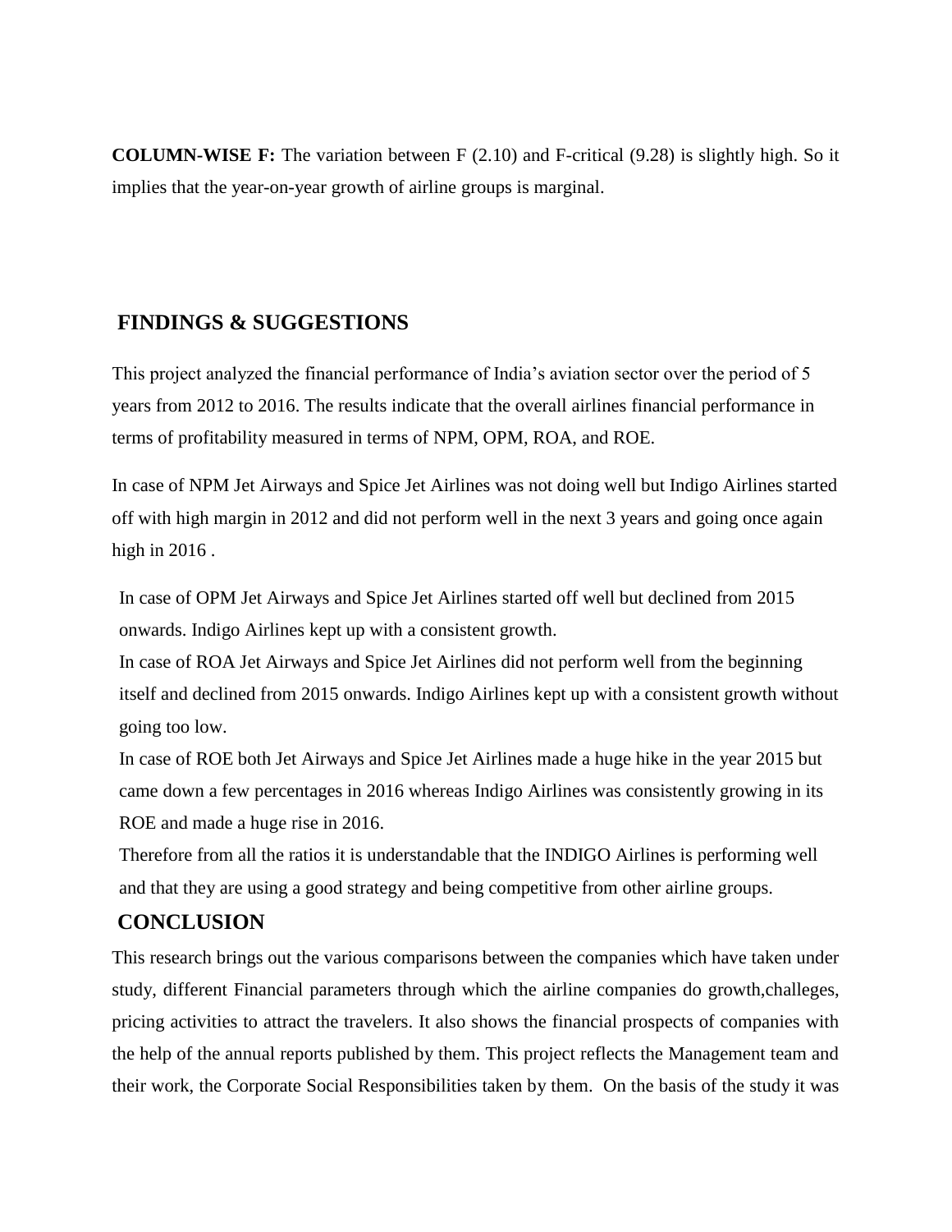**COLUMN-WISE F:** The variation between F (2.10) and F-critical (9.28) is slightly high. So it implies that the year-on-year growth of airline groups is marginal.

## FINDINGS & SUGGESTIONS

This project analyzed the financial performance of India's aviation sector over the period of 5 years from 2012 to 2016. The results indicate that the overall airlines financial performance in terms of profitability measured in terms of NPM, OPM, ROA, and ROE.

In case of NPM Jet Airways and Spice Jet Airlines was not doing well but Indigo Airlines started off with high margin in 2012 and did not perform well in the next 3 years and going once again high in 2016 .

In case of OPM Jet Airways and Spice Jet Airlines started off well but declined from 2015 onwards. Indigo Airlines kept up with a consistent growth.

In case of ROA Jet Airways and Spice Jet Airlines did not perform well from the beginning itself and declined from 2015 onwards. Indigo Airlines kept up with a consistent growth without going too low.

In case of ROE both Jet Airways and Spice Jet Airlines made a huge hike in the year 2015 but came down a few percentages in 2016 whereas Indigo Airlines was consistently growing in its ROE and made a huge rise in 2016.

Therefore from all the ratios it is understandable that the INDIGO Airlines is performing well and that they are using a good strategy and being competitive from other airline groups.

## CONCLUSION

This research brings out the various comparisons between the companies which have taken under study, different Financial parameters through which the airline companies do growth,challeges, pricing activities to attract the travelers. It also shows the financial prospects of companies with the help of the annual reports published by them. This project reflects the Management team and their work, the Corporate Social Responsibilities taken by them. On the basis of the study it was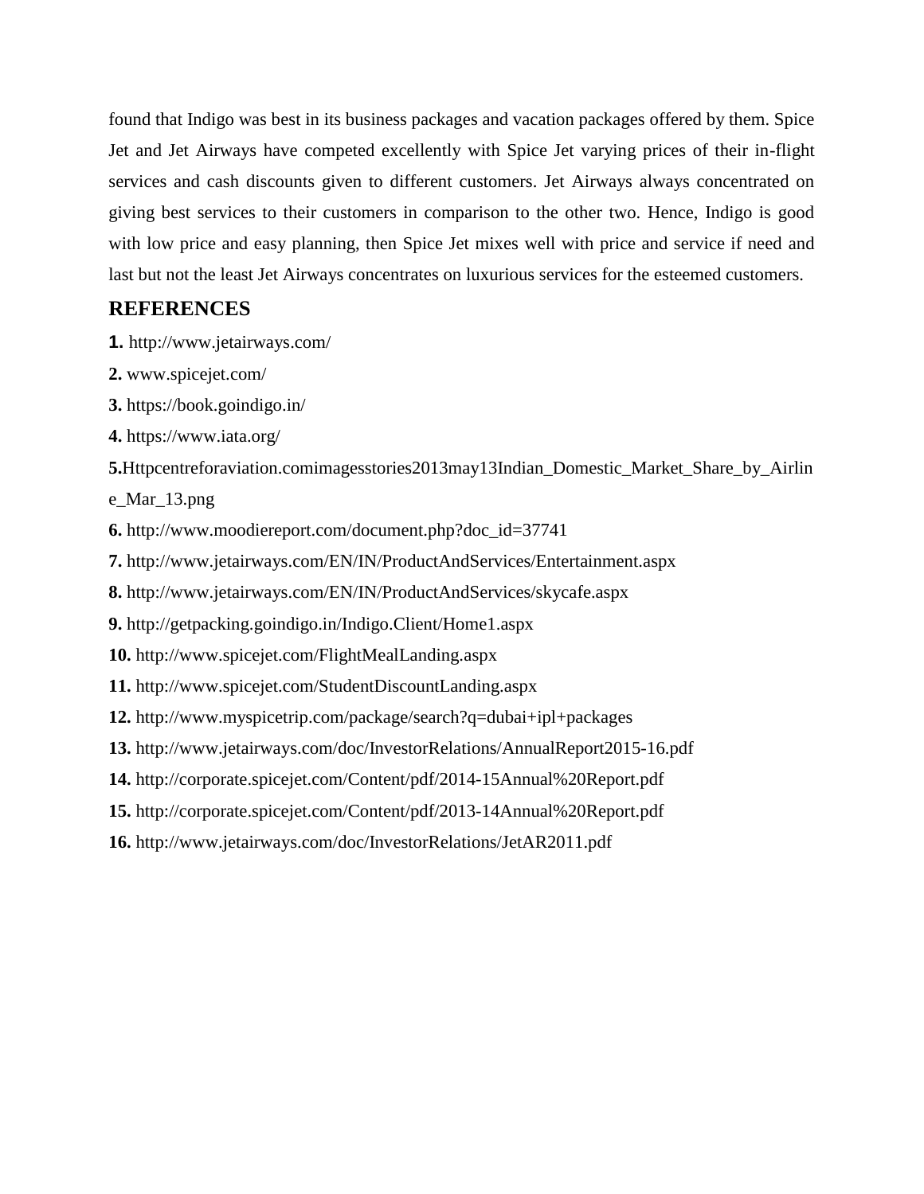found that Indigo was best in its business packages and vacation packages offered by them. Spice Jet and Jet Airways have competed excellently with Spice Jet varying prices of their in-flight services and cash discounts given to different customers. Jet Airways always concentrated on giving best services to their customers in comparison to the other two. Hence, Indigo is good with low price and easy planning, then Spice Jet mixes well with price and service if need and last but not the least Jet Airways concentrates on luxurious services for the esteemed customers.

## REFERENCES

**1.** http://www.jetairways.com/

**2.** www.spicejet.com/

**3.** https://book.goindigo.in/

**4.** https://www.iata.org/

**5.**Httpcentreforaviation.comimagesstories2013may13Indian_Domestic_Market_Share_by_Airline_Mar_13.png

**6.** http://www.moodiereport.com/document.php?doc_id=37741

**7.** http://www.jetairways.com/EN/IN/ProductAndServices/Entertainment.aspx

**8.** http://www.jetairways.com/EN/IN/ProductAndServices/skycafe.aspx

**9.** http://getpacking.goindigo.in/Indigo.Client/Home1.aspx

**10.** http://www.spicejet.com/FlightMealLanding.aspx

**11.** http://www.spicejet.com/StudentDiscountLanding.aspx

**12.** http://www.myspicetrip.com/package/search?q=dubai+ipl+packages

**13.** http://www.jetairways.com/doc/InvestorRelations/AnnualReport2015-16.pdf

**14.** http://corporate.spicejet.com/Content/pdf/2014-15Annual%20Report.pdf

**15.** http://corporate.spicejet.com/Content/pdf/2013-14Annual%20Report.pdf

**16.** http://www.jetairways.com/doc/InvestorRelations/JetAR2011.pdf